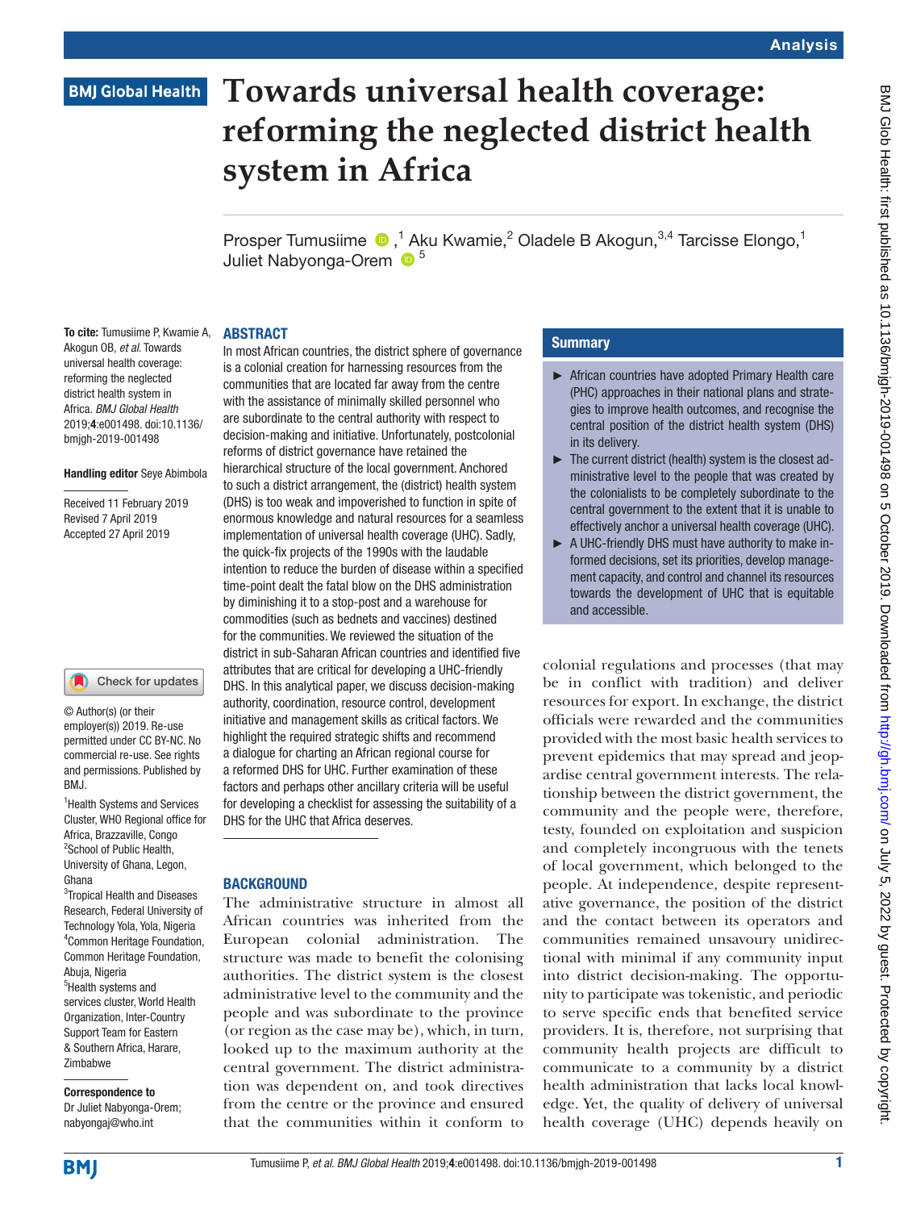Analysis

BMJ Global Health

# Towards universal health coverage: reforming the neglected district health system in Africa

Prosper Tumusiime,[1] Aku Kwamie,[2] Oladele B Akogun,[3,4] Tarcisse Elongo,[1] Juliet Nabyonga-Orem[5]

**To cite:** Tumusiime P, Kwamie A, Akogun OB, *et al*. Towards universal health coverage: reforming the neglected district health system in Africa. *BMJ Global Health* 2019;**4**:e001498. doi:10.1136/bmjgh-2019-001498

**Handling editor** Seye Abimbola

Received 11 February 2019
Revised 7 April 2019
Accepted 27 April 2019

© Author(s) (or their employer(s)) 2019. Re-use permitted under CC BY-NC. No commercial re-use. See rights and permissions. Published by BMJ.

[1]Health Systems and Services Cluster, WHO Regional office for Africa, Brazzaville, Congo
[2]School of Public Health, University of Ghana, Legon, Ghana
[3]Tropical Health and Diseases Research, Federal University of Technology Yola, Yola, Nigeria
[4]Common Heritage Foundation, Common Heritage Foundation, Abuja, Nigeria
[5]Health systems and services cluster, World Health Organization, Inter-Country Support Team for Eastern & Southern Africa, Harare, Zimbabwe

**Correspondence to**
Dr Juliet Nabyonga-Orem; nabyongaj@who.int

## ABSTRACT

In most African countries, the district sphere of governance is a colonial creation for harnessing resources from the communities that are located far away from the centre with the assistance of minimally skilled personnel who are subordinate to the central authority with respect to decision-making and initiative. Unfortunately, postcolonial reforms of district governance have retained the hierarchical structure of the local government. Anchored to such a district arrangement, the (district) health system (DHS) is too weak and impoverished to function in spite of enormous knowledge and natural resources for a seamless implementation of universal health coverage (UHC). Sadly, the quick-fix projects of the 1990s with the laudable intention to reduce the burden of disease within a specified time-point dealt the fatal blow on the DHS administration by diminishing it to a stop-post and a warehouse for commodities (such as bednets and vaccines) destined for the communities. We reviewed the situation of the district in sub-Saharan African countries and identified five attributes that are critical for developing a UHC-friendly DHS. In this analytical paper, we discuss decision-making authority, coordination, resource control, development initiative and management skills as critical factors. We highlight the required strategic shifts and recommend a dialogue for charting an African regional course for a reformed DHS for UHC. Further examination of these factors and perhaps other ancillary criteria will be useful for developing a checklist for assessing the suitability of a DHS for the UHC that Africa deserves.

## Summary

- African countries have adopted Primary Health care (PHC) approaches in their national plans and strategies to improve health outcomes, and recognise the central position of the district health system (DHS) in its delivery.
- The current district (health) system is the closest administrative level to the people that was created by the colonialists to be completely subordinate to the central government to the extent that it is unable to effectively anchor a universal health coverage (UHC).
- A UHC-friendly DHS must have authority to make informed decisions, set its priorities, develop management capacity, and control and channel its resources towards the development of UHC that is equitable and accessible.

## BACKGROUND

The administrative structure in almost all African countries was inherited from the European colonial administration. The structure was made to benefit the colonising authorities. The district system is the closest administrative level to the community and the people and was subordinate to the province (or region as the case may be), which, in turn, looked up to the maximum authority at the central government. The district administration was dependent on, and took directives from the centre or the province and ensured that the communities within it conform to colonial regulations and processes (that may be in conflict with tradition) and deliver resources for export. In exchange, the district officials were rewarded and the communities provided with the most basic health services to prevent epidemics that may spread and jeopardise central government interests. The relationship between the district government, the community and the people were, therefore, testy, founded on exploitation and suspicion and completely incongruous with the tenets of local government, which belonged to the people. At independence, despite representative governance, the position of the district and the contact between its operators and communities remained unsavoury unidirectional with minimal if any community input into district decision-making. The opportunity to participate was tokenistic, and periodic to serve specific ends that benefited service providers. It is, therefore, not surprising that community health projects are difficult to communicate to a community by a district health administration that lacks local knowledge. Yet, the quality of delivery of universal health coverage (UHC) depends heavily on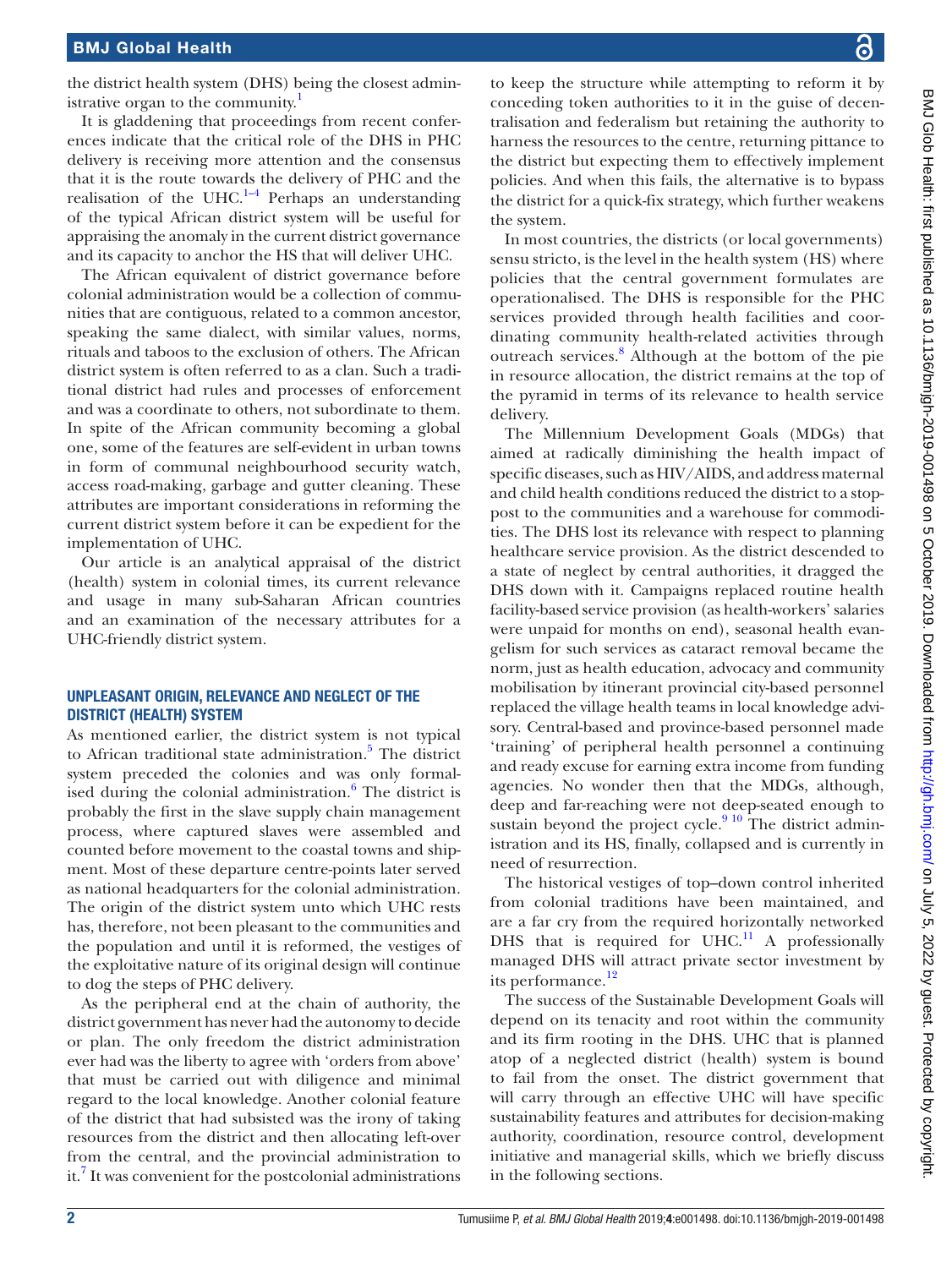the district health system (DHS) being the closest administrative organ to the community.[1]

It is gladdening that proceedings from recent conferences indicate that the critical role of the DHS in PHC delivery is receiving more attention and the consensus that it is the route towards the delivery of PHC and the realisation of the UHC.[1–4] Perhaps an understanding of the typical African district system will be useful for appraising the anomaly in the current district governance and its capacity to anchor the HS that will deliver UHC.

The African equivalent of district governance before colonial administration would be a collection of communities that are contiguous, related to a common ancestor, speaking the same dialect, with similar values, norms, rituals and taboos to the exclusion of others. The African district system is often referred to as a clan. Such a traditional district had rules and processes of enforcement and was a coordinate to others, not subordinate to them. In spite of the African community becoming a global one, some of the features are self-evident in urban towns in form of communal neighbourhood security watch, access road-making, garbage and gutter cleaning. These attributes are important considerations in reforming the current district system before it can be expedient for the implementation of UHC.

Our article is an analytical appraisal of the district (health) system in colonial times, its current relevance and usage in many sub-Saharan African countries and an examination of the necessary attributes for a UHC-friendly district system.

## UNPLEASANT ORIGIN, RELEVANCE AND NEGLECT OF THE DISTRICT (HEALTH) SYSTEM

As mentioned earlier, the district system is not typical to African traditional state administration.[5] The district system preceded the colonies and was only formalised during the colonial administration.[6] The district is probably the first in the slave supply chain management process, where captured slaves were assembled and counted before movement to the coastal towns and shipment. Most of these departure centre-points later served as national headquarters for the colonial administration. The origin of the district system unto which UHC rests has, therefore, not been pleasant to the communities and the population and until it is reformed, the vestiges of the exploitative nature of its original design will continue to dog the steps of PHC delivery.

As the peripheral end at the chain of authority, the district government has never had the autonomy to decide or plan. The only freedom the district administration ever had was the liberty to agree with 'orders from above' that must be carried out with diligence and minimal regard to the local knowledge. Another colonial feature of the district that had subsisted was the irony of taking resources from the district and then allocating left-over from the central, and the provincial administration to it.[7] It was convenient for the postcolonial administrations to keep the structure while attempting to reform it by conceding token authorities to it in the guise of decentralisation and federalism but retaining the authority to harness the resources to the centre, returning pittance to the district but expecting them to effectively implement policies. And when this fails, the alternative is to bypass the district for a quick-fix strategy, which further weakens the system.

In most countries, the districts (or local governments) sensu stricto, is the level in the health system (HS) where policies that the central government formulates are operationalised. The DHS is responsible for the PHC services provided through health facilities and coordinating community health-related activities through outreach services.[8] Although at the bottom of the pie in resource allocation, the district remains at the top of the pyramid in terms of its relevance to health service delivery.

The Millennium Development Goals (MDGs) that aimed at radically diminishing the health impact of specific diseases, such as HIV/AIDS, and address maternal and child health conditions reduced the district to a stop-post to the communities and a warehouse for commodities. The DHS lost its relevance with respect to planning healthcare service provision. As the district descended to a state of neglect by central authorities, it dragged the DHS down with it. Campaigns replaced routine health facility-based service provision (as health-workers' salaries were unpaid for months on end), seasonal health evangelism for such services as cataract removal became the norm, just as health education, advocacy and community mobilisation by itinerant provincial city-based personnel replaced the village health teams in local knowledge advisory. Central-based and province-based personnel made 'training' of peripheral health personnel a continuing and ready excuse for earning extra income from funding agencies. No wonder then that the MDGs, although, deep and far-reaching were not deep-seated enough to sustain beyond the project cycle.[9,10] The district administration and its HS, finally, collapsed and is currently in need of resurrection.

The historical vestiges of top–down control inherited from colonial traditions have been maintained, and are a far cry from the required horizontally networked DHS that is required for UHC.[11] A professionally managed DHS will attract private sector investment by its performance.[12]

The success of the Sustainable Development Goals will depend on its tenacity and root within the community and its firm rooting in the DHS. UHC that is planned atop of a neglected district (health) system is bound to fail from the onset. The district government that will carry through an effective UHC will have specific sustainability features and attributes for decision-making authority, coordination, resource control, development initiative and managerial skills, which we briefly discuss in the following sections.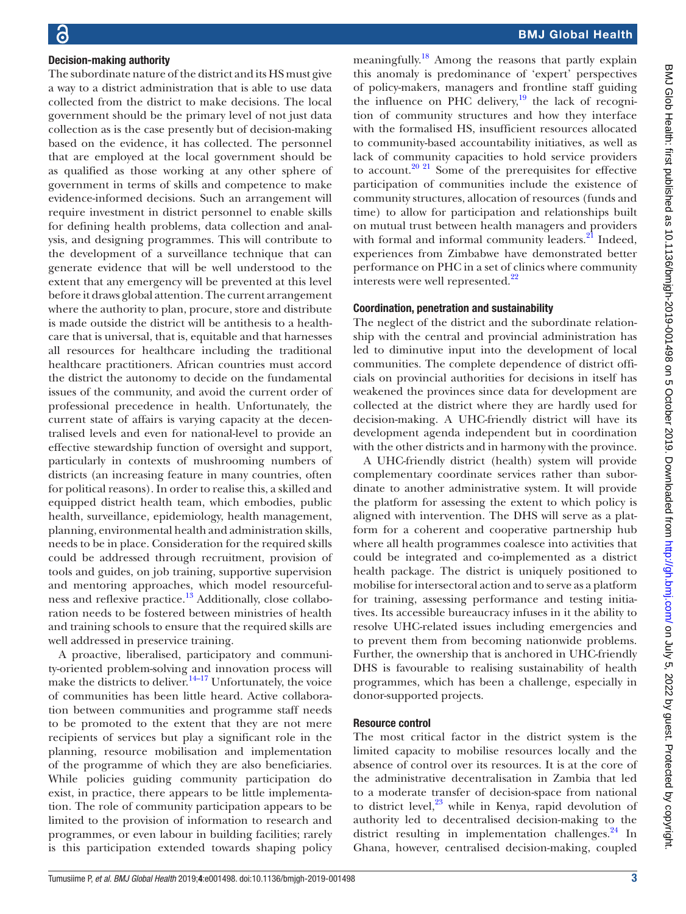### Decision-making authority

The subordinate nature of the district and its HS must give a way to a district administration that is able to use data collected from the district to make decisions. The local government should be the primary level of not just data collection as is the case presently but of decision-making based on the evidence, it has collected. The personnel that are employed at the local government should be as qualified as those working at any other sphere of government in terms of skills and competence to make evidence-informed decisions. Such an arrangement will require investment in district personnel to enable skills for defining health problems, data collection and analysis, and designing programmes. This will contribute to the development of a surveillance technique that can generate evidence that will be well understood to the extent that any emergency will be prevented at this level before it draws global attention. The current arrangement where the authority to plan, procure, store and distribute is made outside the district will be antithesis to a healthcare that is universal, that is, equitable and that harnesses all resources for healthcare including the traditional healthcare practitioners. African countries must accord the district the autonomy to decide on the fundamental issues of the community, and avoid the current order of professional precedence in health. Unfortunately, the current state of affairs is varying capacity at the decentralised levels and even for national-level to provide an effective stewardship function of oversight and support, particularly in contexts of mushrooming numbers of districts (an increasing feature in many countries, often for political reasons). In order to realise this, a skilled and equipped district health team, which embodies, public health, surveillance, epidemiology, health management, planning, environmental health and administration skills, needs to be in place. Consideration for the required skills could be addressed through recruitment, provision of tools and guides, on job training, supportive supervision and mentoring approaches, which model resourcefulness and reflexive practice.[13] Additionally, close collaboration needs to be fostered between ministries of health and training schools to ensure that the required skills are well addressed in preservice training.

A proactive, liberalised, participatory and community-oriented problem-solving and innovation process will make the districts to deliver.[14–17] Unfortunately, the voice of communities has been little heard. Active collaboration between communities and programme staff needs to be promoted to the extent that they are not mere recipients of services but play a significant role in the planning, resource mobilisation and implementation of the programme of which they are also beneficiaries. While policies guiding community participation do exist, in practice, there appears to be little implementation. The role of community participation appears to be limited to the provision of information to research and programmes, or even labour in building facilities; rarely is this participation extended towards shaping policy meaningfully.[18] Among the reasons that partly explain this anomaly is predominance of 'expert' perspectives of policy-makers, managers and frontline staff guiding the influence on PHC delivery,[19] the lack of recognition of community structures and how they interface with the formalised HS, insufficient resources allocated to community-based accountability initiatives, as well as lack of community capacities to hold service providers to account.[20 21] Some of the prerequisites for effective participation of communities include the existence of community structures, allocation of resources (funds and time) to allow for participation and relationships built on mutual trust between health managers and providers with formal and informal community leaders.[21] Indeed, experiences from Zimbabwe have demonstrated better performance on PHC in a set of clinics where community interests were well represented.[22]

### Coordination, penetration and sustainability

The neglect of the district and the subordinate relationship with the central and provincial administration has led to diminutive input into the development of local communities. The complete dependence of district officials on provincial authorities for decisions in itself has weakened the provinces since data for development are collected at the district where they are hardly used for decision-making. A UHC-friendly district will have its development agenda independent but in coordination with the other districts and in harmony with the province.

A UHC-friendly district (health) system will provide complementary coordinate services rather than subordinate to another administrative system. It will provide the platform for assessing the extent to which policy is aligned with intervention. The DHS will serve as a platform for a coherent and cooperative partnership hub where all health programmes coalesce into activities that could be integrated and co-implemented as a district health package. The district is uniquely positioned to mobilise for intersectoral action and to serve as a platform for training, assessing performance and testing initiatives. Its accessible bureaucracy infuses in it the ability to resolve UHC-related issues including emergencies and to prevent them from becoming nationwide problems. Further, the ownership that is anchored in UHC-friendly DHS is favourable to realising sustainability of health programmes, which has been a challenge, especially in donor-supported projects.

### Resource control

The most critical factor in the district system is the limited capacity to mobilise resources locally and the absence of control over its resources. It is at the core of the administrative decentralisation in Zambia that led to a moderate transfer of decision-space from national to district level,[23] while in Kenya, rapid devolution of authority led to decentralised decision-making to the district resulting in implementation challenges.[24] In Ghana, however, centralised decision-making, coupled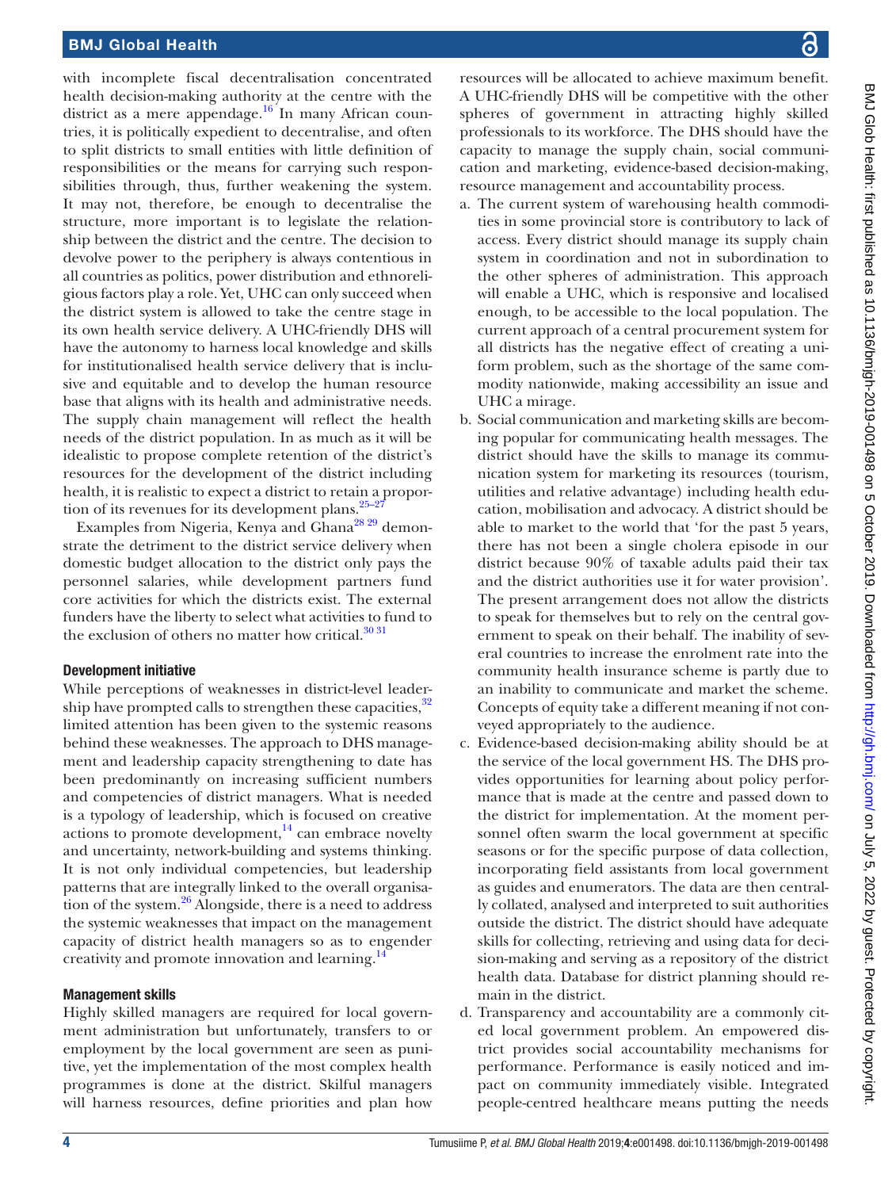with incomplete fiscal decentralisation concentrated health decision-making authority at the centre with the district as a mere appendage.[16] In many African countries, it is politically expedient to decentralise, and often to split districts to small entities with little definition of responsibilities or the means for carrying such responsibilities through, thus, further weakening the system. It may not, therefore, be enough to decentralise the structure, more important is to legislate the relationship between the district and the centre. The decision to devolve power to the periphery is always contentious in all countries as politics, power distribution and ethnoreligious factors play a role. Yet, UHC can only succeed when the district system is allowed to take the centre stage in its own health service delivery. A UHC-friendly DHS will have the autonomy to harness local knowledge and skills for institutionalised health service delivery that is inclusive and equitable and to develop the human resource base that aligns with its health and administrative needs. The supply chain management will reflect the health needs of the district population. In as much as it will be idealistic to propose complete retention of the district's resources for the development of the district including health, it is realistic to expect a district to retain a proportion of its revenues for its development plans.[25–27]

Examples from Nigeria, Kenya and Ghana[28 29] demonstrate the detriment to the district service delivery when domestic budget allocation to the district only pays the personnel salaries, while development partners fund core activities for which the districts exist. The external funders have the liberty to select what activities to fund to the exclusion of others no matter how critical.[30 31]

### Development initiative

While perceptions of weaknesses in district-level leadership have prompted calls to strengthen these capacities,[32] limited attention has been given to the systemic reasons behind these weaknesses. The approach to DHS management and leadership capacity strengthening to date has been predominantly on increasing sufficient numbers and competencies of district managers. What is needed is a typology of leadership, which is focused on creative actions to promote development,[14] can embrace novelty and uncertainty, network-building and systems thinking. It is not only individual competencies, but leadership patterns that are integrally linked to the overall organisation of the system.[26] Alongside, there is a need to address the systemic weaknesses that impact on the management capacity of district health managers so as to engender creativity and promote innovation and learning.[14]

### Management skills

Highly skilled managers are required for local government administration but unfortunately, transfers to or employment by the local government are seen as punitive, yet the implementation of the most complex health programmes is done at the district. Skilful managers will harness resources, define priorities and plan how resources will be allocated to achieve maximum benefit. A UHC-friendly DHS will be competitive with the other spheres of government in attracting highly skilled professionals to its workforce. The DHS should have the capacity to manage the supply chain, social communication and marketing, evidence-based decision-making, resource management and accountability process.

a. The current system of warehousing health commodities in some provincial store is contributory to lack of access. Every district should manage its supply chain system in coordination and not in subordination to the other spheres of administration. This approach will enable a UHC, which is responsive and localised enough, to be accessible to the local population. The current approach of a central procurement system for all districts has the negative effect of creating a uniform problem, such as the shortage of the same commodity nationwide, making accessibility an issue and UHC a mirage.
b. Social communication and marketing skills are becoming popular for communicating health messages. The district should have the skills to manage its communication system for marketing its resources (tourism, utilities and relative advantage) including health education, mobilisation and advocacy. A district should be able to market to the world that 'for the past 5 years, there has not been a single cholera episode in our district because 90% of taxable adults paid their tax and the district authorities use it for water provision'. The present arrangement does not allow the districts to speak for themselves but to rely on the central government to speak on their behalf. The inability of several countries to increase the enrolment rate into the community health insurance scheme is partly due to an inability to communicate and market the scheme. Concepts of equity take a different meaning if not conveyed appropriately to the audience.
c. Evidence-based decision-making ability should be at the service of the local government HS. The DHS provides opportunities for learning about policy performance that is made at the centre and passed down to the district for implementation. At the moment personnel often swarm the local government at specific seasons or for the specific purpose of data collection, incorporating field assistants from local government as guides and enumerators. The data are then centrally collated, analysed and interpreted to suit authorities outside the district. The district should have adequate skills for collecting, retrieving and using data for decision-making and serving as a repository of the district health data. Database for district planning should remain in the district.
d. Transparency and accountability are a commonly cited local government problem. An empowered district provides social accountability mechanisms for performance. Performance is easily noticed and impact on community immediately visible. Integrated people-centred healthcare means putting the needs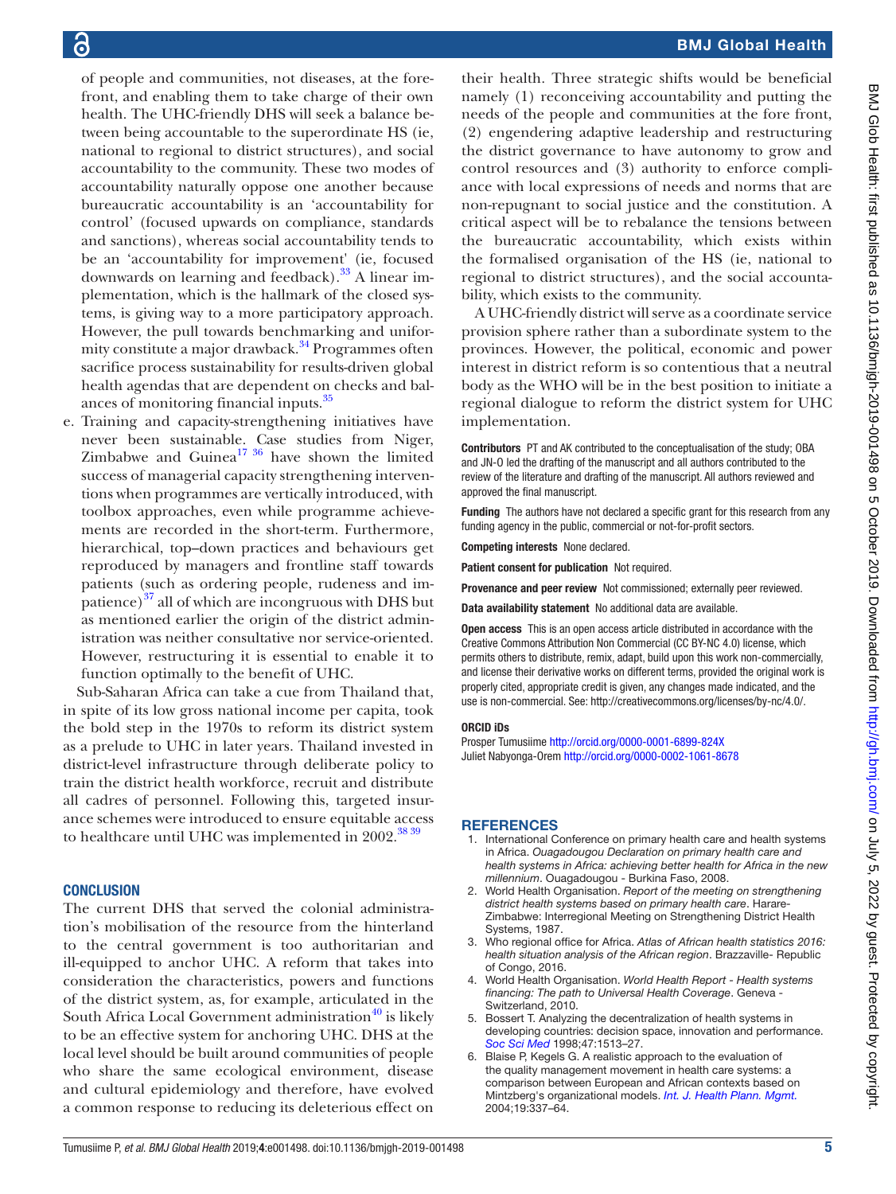of people and communities, not diseases, at the forefront, and enabling them to take charge of their own health. The UHC-friendly DHS will seek a balance between being accountable to the superordinate HS (ie, national to regional to district structures), and social accountability to the community. These two modes of accountability naturally oppose one another because bureaucratic accountability is an 'accountability for control' (focused upwards on compliance, standards and sanctions), whereas social accountability tends to be an 'accountability for improvement' (ie, focused downwards on learning and feedback).[33] A linear implementation, which is the hallmark of the closed systems, is giving way to a more participatory approach. However, the pull towards benchmarking and uniformity constitute a major drawback.[34] Programmes often sacrifice process sustainability for results-driven global health agendas that are dependent on checks and balances of monitoring financial inputs.[35]

e. Training and capacity-strengthening initiatives have never been sustainable. Case studies from Niger, Zimbabwe and Guinea[17 36] have shown the limited success of managerial capacity strengthening interventions when programmes are vertically introduced, with toolbox approaches, even while programme achievements are recorded in the short-term. Furthermore, hierarchical, top–down practices and behaviours get reproduced by managers and frontline staff towards patients (such as ordering people, rudeness and impatience)[37] all of which are incongruous with DHS but as mentioned earlier the origin of the district administration was neither consultative nor service-oriented. However, restructuring it is essential to enable it to function optimally to the benefit of UHC.

Sub-Saharan Africa can take a cue from Thailand that, in spite of its low gross national income per capita, took the bold step in the 1970s to reform its district system as a prelude to UHC in later years. Thailand invested in district-level infrastructure through deliberate policy to train the district health workforce, recruit and distribute all cadres of personnel. Following this, targeted insurance schemes were introduced to ensure equitable access to healthcare until UHC was implemented in 2002.[38 39]

## CONCLUSION

The current DHS that served the colonial administration's mobilisation of the resource from the hinterland to the central government is too authoritarian and ill-equipped to anchor UHC. A reform that takes into consideration the characteristics, powers and functions of the district system, as, for example, articulated in the South Africa Local Government administration[40] is likely to be an effective system for anchoring UHC. DHS at the local level should be built around communities of people who share the same ecological environment, disease and cultural epidemiology and therefore, have evolved a common response to reducing its deleterious effect on their health. Three strategic shifts would be beneficial namely (1) reconceiving accountability and putting the needs of the people and communities at the fore front, (2) engendering adaptive leadership and restructuring the district governance to have autonomy to grow and control resources and (3) authority to enforce compliance with local expressions of needs and norms that are non-repugnant to social justice and the constitution. A critical aspect will be to rebalance the tensions between the bureaucratic accountability, which exists within the formalised organisation of the HS (ie, national to regional to district structures), and the social accountability, which exists to the community.

A UHC-friendly district will serve as a coordinate service provision sphere rather than a subordinate system to the provinces. However, the political, economic and power interest in district reform is so contentious that a neutral body as the WHO will be in the best position to initiate a regional dialogue to reform the district system for UHC implementation.

**Contributors** PT and AK contributed to the conceptualisation of the study; OBA and JN-O led the drafting of the manuscript and all authors contributed to the review of the literature and drafting of the manuscript. All authors reviewed and approved the final manuscript.

**Funding** The authors have not declared a specific grant for this research from any funding agency in the public, commercial or not-for-profit sectors.

**Competing interests** None declared.

**Patient consent for publication** Not required.

**Provenance and peer review** Not commissioned; externally peer reviewed.

**Data availability statement** No additional data are available.

**Open access** This is an open access article distributed in accordance with the Creative Commons Attribution Non Commercial (CC BY-NC 4.0) license, which permits others to distribute, remix, adapt, build upon this work non-commercially, and license their derivative works on different terms, provided the original work is properly cited, appropriate credit is given, any changes made indicated, and the use is non-commercial. See: http://creativecommons.org/licenses/by-nc/4.0/.

**ORCID iDs**

Prosper Tumusiime http://orcid.org/0000-0001-6899-824X
Juliet Nabyonga-Orem http://orcid.org/0000-0002-1061-8678

## REFERENCES

1. International Conference on primary health care and health systems in Africa. *Ouagadougou Declaration on primary health care and health systems in Africa: achieving better health for Africa in the new millennium*. Ouagadougou - Burkina Faso, 2008.
2. World Health Organisation. *Report of the meeting on strengthening district health systems based on primary health care*. Harare-Zimbabwe: Interregional Meeting on Strengthening District Health Systems, 1987.
3. Who regional office for Africa. *Atlas of African health statistics 2016: health situation analysis of the African region*. Brazzaville- Republic of Congo, 2016.
4. World Health Organisation. *World Health Report - Health systems financing: The path to Universal Health Coverage*. Geneva - Switzerland, 2010.
5. Bossert T. Analyzing the decentralization of health systems in developing countries: decision space, innovation and performance. *Soc Sci Med* 1998;47:1513–27.
6. Blaise P, Kegels G. A realistic approach to the evaluation of the quality management movement in health care systems: a comparison between European and African contexts based on Mintzberg's organizational models. *Int. J. Health Plann. Mgmt.* 2004;19:337–64.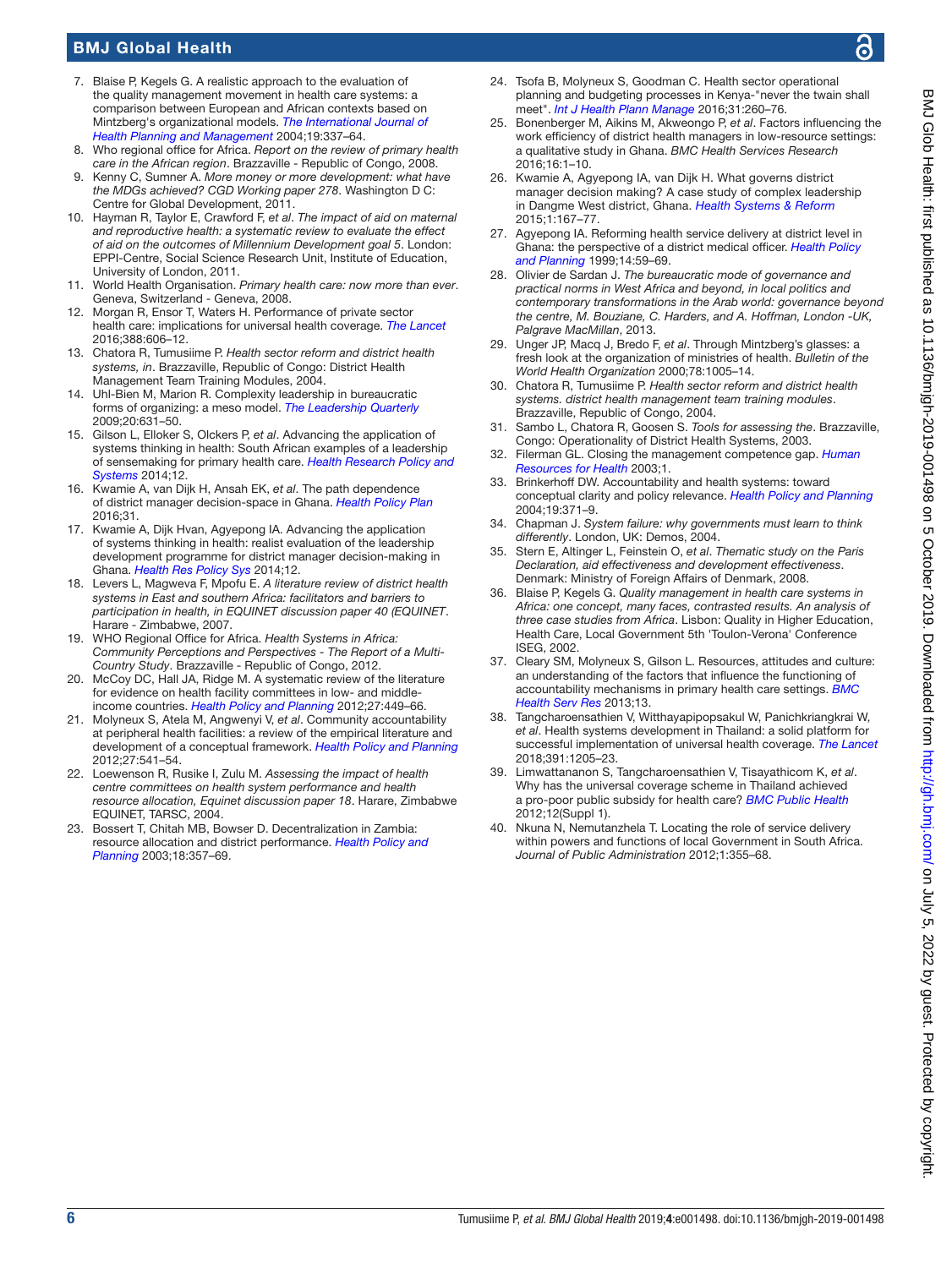7. Blaise P, Kegels G. A realistic approach to the evaluation of the quality management movement in health care systems: a comparison between European and African contexts based on Mintzberg's organizational models. *The International Journal of Health Planning and Management* 2004;19:337–64.
8. Who regional office for Africa. *Report on the review of primary health care in the African region*. Brazzaville - Republic of Congo, 2008.
9. Kenny C, Sumner A. *More money or more development: what have the MDGs achieved? CGD Working paper 278*. Washington D C: Centre for Global Development, 2011.
10. Hayman R, Taylor E, Crawford F, *et al*. *The impact of aid on maternal and reproductive health: a systematic review to evaluate the effect of aid on the outcomes of Millennium Development goal 5*. London: EPPI-Centre, Social Science Research Unit, Institute of Education, University of London, 2011.
11. World Health Organisation. *Primary health care: now more than ever*. Geneva, Switzerland - Geneva, 2008.
12. Morgan R, Ensor T, Waters H. Performance of private sector health care: implications for universal health coverage. *The Lancet* 2016;388:606–12.
13. Chatora R, Tumusiime P. *Health sector reform and district health systems, in*. Brazzaville, Republic of Congo: District Health Management Team Training Modules, 2004.
14. Uhl-Bien M, Marion R. Complexity leadership in bureaucratic forms of organizing: a meso model. *The Leadership Quarterly* 2009;20:631–50.
15. Gilson L, Elloker S, Olckers P, *et al*. Advancing the application of systems thinking in health: South African examples of a leadership of sensemaking for primary health care. *Health Research Policy and Systems* 2014;12.
16. Kwamie A, van Dijk H, Ansah EK, *et al*. The path dependence of district manager decision-space in Ghana. *Health Policy Plan* 2016;31.
17. Kwamie A, Dijk Hvan, Agyepong IA. Advancing the application of systems thinking in health: realist evaluation of the leadership development programme for district manager decision-making in Ghana. *Health Res Policy Sys* 2014;12.
18. Levers L, Magweva F, Mpofu E. *A literature review of district health systems in East and southern Africa: facilitators and barriers to participation in health, in EQUINET discussion paper 40 (EQUINET*. Harare - Zimbabwe, 2007.
19. WHO Regional Office for Africa. *Health Systems in Africa: Community Perceptions and Perspectives - The Report of a Multi-Country Study*. Brazzaville - Republic of Congo, 2012.
20. McCoy DC, Hall JA, Ridge M. A systematic review of the literature for evidence on health facility committees in low- and middle-income countries. *Health Policy and Planning* 2012;27:449–66.
21. Molyneux S, Atela M, Angwenyi V, *et al*. Community accountability at peripheral health facilities: a review of the empirical literature and development of a conceptual framework. *Health Policy and Planning* 2012;27:541–54.
22. Loewenson R, Rusike I, Zulu M. *Assessing the impact of health centre committees on health system performance and health resource allocation, Equinet discussion paper 18*. Harare, Zimbabwe EQUINET, TARSC, 2004.
23. Bossert T, Chitah MB, Bowser D. Decentralization in Zambia: resource allocation and district performance. *Health Policy and Planning* 2003;18:357–69.
24. Tsofa B, Molyneux S, Goodman C. Health sector operational planning and budgeting processes in Kenya-"never the twain shall meet". *Int J Health Plann Manage* 2016;31:260–76.
25. Bonenberger M, Aikins M, Akweongo P, *et al*. Factors influencing the work efficiency of district health managers in low-resource settings: a qualitative study in Ghana. *BMC Health Services Research* 2016;16:1–10.
26. Kwamie A, Agyepong IA, van Dijk H. What governs district manager decision making? A case study of complex leadership in Dangme West district, Ghana. *Health Systems & Reform* 2015;1:167–77.
27. Agyepong IA. Reforming health service delivery at district level in Ghana: the perspective of a district medical officer. *Health Policy and Planning* 1999;14:59–69.
28. Olivier de Sardan J. *The bureaucratic mode of governance and practical norms in West Africa and beyond, in local politics and contemporary transformations in the Arab world: governance beyond the centre, M. Bouziane, C. Harders, and A. Hoffman, London -UK, Palgrave MacMillan*, 2013.
29. Unger JP, Macq J, Bredo F, *et al*. Through Mintzberg's glasses: a fresh look at the organization of ministries of health. *Bulletin of the World Health Organization* 2000;78:1005–14.
30. Chatora R, Tumusiime P. *Health sector reform and district health systems. district health management team training modules*. Brazzaville, Republic of Congo, 2004.
31. Sambo L, Chatora R, Goosen S. *Tools for assessing the*. Brazzaville, Congo: Operationality of District Health Systems, 2003.
32. Filerman GL. Closing the management competence gap. *Human Resources for Health* 2003;1.
33. Brinkerhoff DW. Accountability and health systems: toward conceptual clarity and policy relevance. *Health Policy and Planning* 2004;19:371–9.
34. Chapman J. *System failure: why governments must learn to think differently*. London, UK: Demos, 2004.
35. Stern E, Altinger L, Feinstein O, *et al*. *Thematic study on the Paris Declaration, aid effectiveness and development effectiveness*. Denmark: Ministry of Foreign Affairs of Denmark, 2008.
36. Blaise P, Kegels G. *Quality management in health care systems in Africa: one concept, many faces, contrasted results. An analysis of three case studies from Africa*. Lisbon: Quality in Higher Education, Health Care, Local Government 5th 'Toulon-Verona' Conference ISEG, 2002.
37. Cleary SM, Molyneux S, Gilson L. Resources, attitudes and culture: an understanding of the factors that influence the functioning of accountability mechanisms in primary health care settings. *BMC Health Serv Res* 2013;13.
38. Tangcharoensathien V, Witthayapipopsakul W, Panichkriangkrai W, *et al*. Health systems development in Thailand: a solid platform for successful implementation of universal health coverage. *The Lancet* 2018;391:1205–23.
39. Limwattananon S, Tangcharoensathien V, Tisayathicom K, *et al*. Why has the universal coverage scheme in Thailand achieved a pro-poor public subsidy for health care? *BMC Public Health* 2012;12(Suppl 1).
40. Nkuna N, Nemutanzhela T. Locating the role of service delivery within powers and functions of local Government in South Africa. *Journal of Public Administration* 2012;1:355–68.